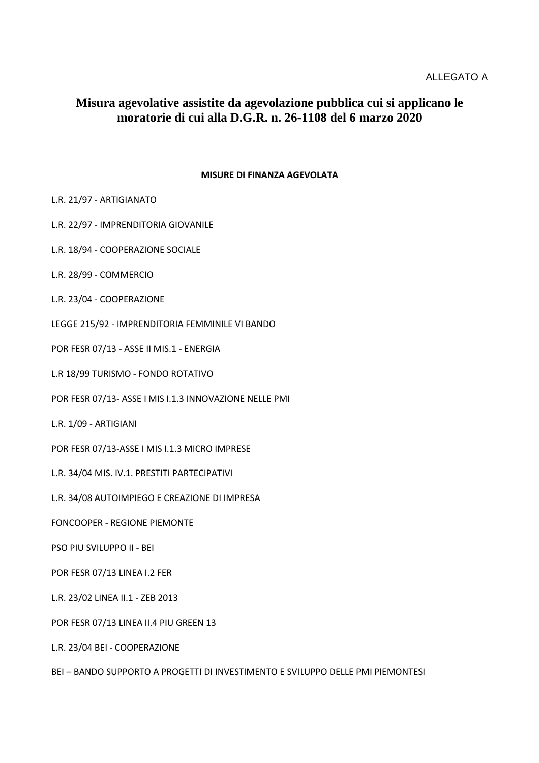ALLEGATO A

# Misura agevolative assistite da agevolazione pubblica cui si applicano le moratorie di cui alla D.G.R. n. 26-1108 del 6 marzo 2020

**MISURE DI FINANZA AGEVOLATA**

L.R. 21/97 - ARTIGIANATO

L.R. 22/97 - IMPRENDITORIA GIOVANILE

L.R. 18/94 - COOPERAZIONE SOCIALE

L.R. 28/99 - COMMERCIO

L.R. 23/04 - COOPERAZIONE

LEGGE 215/92 - IMPRENDITORIA FEMMINILE VI BANDO

POR FESR 07/13 - ASSE II MIS.1 - ENERGIA

L.R 18/99 TURISMO - FONDO ROTATIVO

POR FESR 07/13- ASSE I MIS I.1.3 INNOVAZIONE NELLE PMI

L.R. 1/09 - ARTIGIANI

POR FESR 07/13-ASSE I MIS I.1.3 MICRO IMPRESE

L.R. 34/04 MIS. IV.1. PRESTITI PARTECIPATIVI

L.R. 34/08 AUTOIMPIEGO E CREAZIONE DI IMPRESA

FONCOOPER - REGIONE PIEMONTE

PSO PIU SVILUPPO II - BEI

POR FESR 07/13 LINEA I.2 FER

L.R. 23/02 LINEA II.1 - ZEB 2013

POR FESR 07/13 LINEA II.4 PIU GREEN 13

L.R. 23/04 BEI - COOPERAZIONE

BEI – BANDO SUPPORTO A PROGETTI DI INVESTIMENTO E SVILUPPO DELLE PMI PIEMONTESI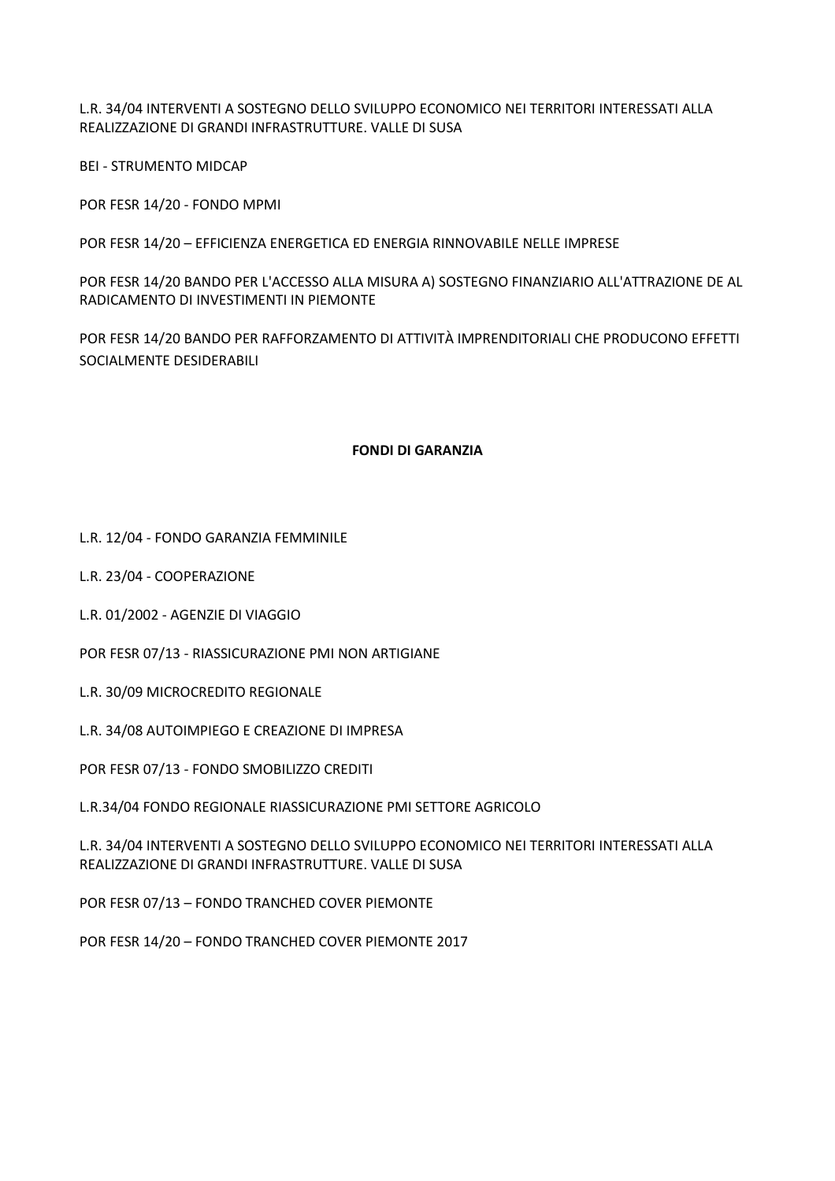L.R. 34/04 INTERVENTI A SOSTEGNO DELLO SVILUPPO ECONOMICO NEI TERRITORI INTERESSATI ALLA REALIZZAZIONE DI GRANDI INFRASTRUTTURE. VALLE DI SUSA

BEI - STRUMENTO MIDCAP

POR FESR 14/20 - FONDO MPMI

POR FESR 14/20 – EFFICIENZA ENERGETICA ED ENERGIA RINNOVABILE NELLE IMPRESE

POR FESR 14/20 BANDO PER L'ACCESSO ALLA MISURA A) SOSTEGNO FINANZIARIO ALL'ATTRAZIONE DE AL RADICAMENTO DI INVESTIMENTI IN PIEMONTE

POR FESR 14/20 BANDO PER RAFFORZAMENTO DI ATTIVITÀ IMPRENDITORIALI CHE PRODUCONO EFFETTI SOCIALMENTE DESIDERABILI

**FONDI DI GARANZIA**

L.R. 12/04 - FONDO GARANZIA FEMMINILE

L.R. 23/04 - COOPERAZIONE

L.R. 01/2002 - AGENZIE DI VIAGGIO

POR FESR 07/13 - RIASSICURAZIONE PMI NON ARTIGIANE

L.R. 30/09 MICROCREDITO REGIONALE

L.R. 34/08 AUTOIMPIEGO E CREAZIONE DI IMPRESA

POR FESR 07/13 - FONDO SMOBILIZZO CREDITI

L.R.34/04 FONDO REGIONALE RIASSICURAZIONE PMI SETTORE AGRICOLO

L.R. 34/04 INTERVENTI A SOSTEGNO DELLO SVILUPPO ECONOMICO NEI TERRITORI INTERESSATI ALLA REALIZZAZIONE DI GRANDI INFRASTRUTTURE. VALLE DI SUSA

POR FESR 07/13 – FONDO TRANCHED COVER PIEMONTE

POR FESR 14/20 – FONDO TRANCHED COVER PIEMONTE 2017